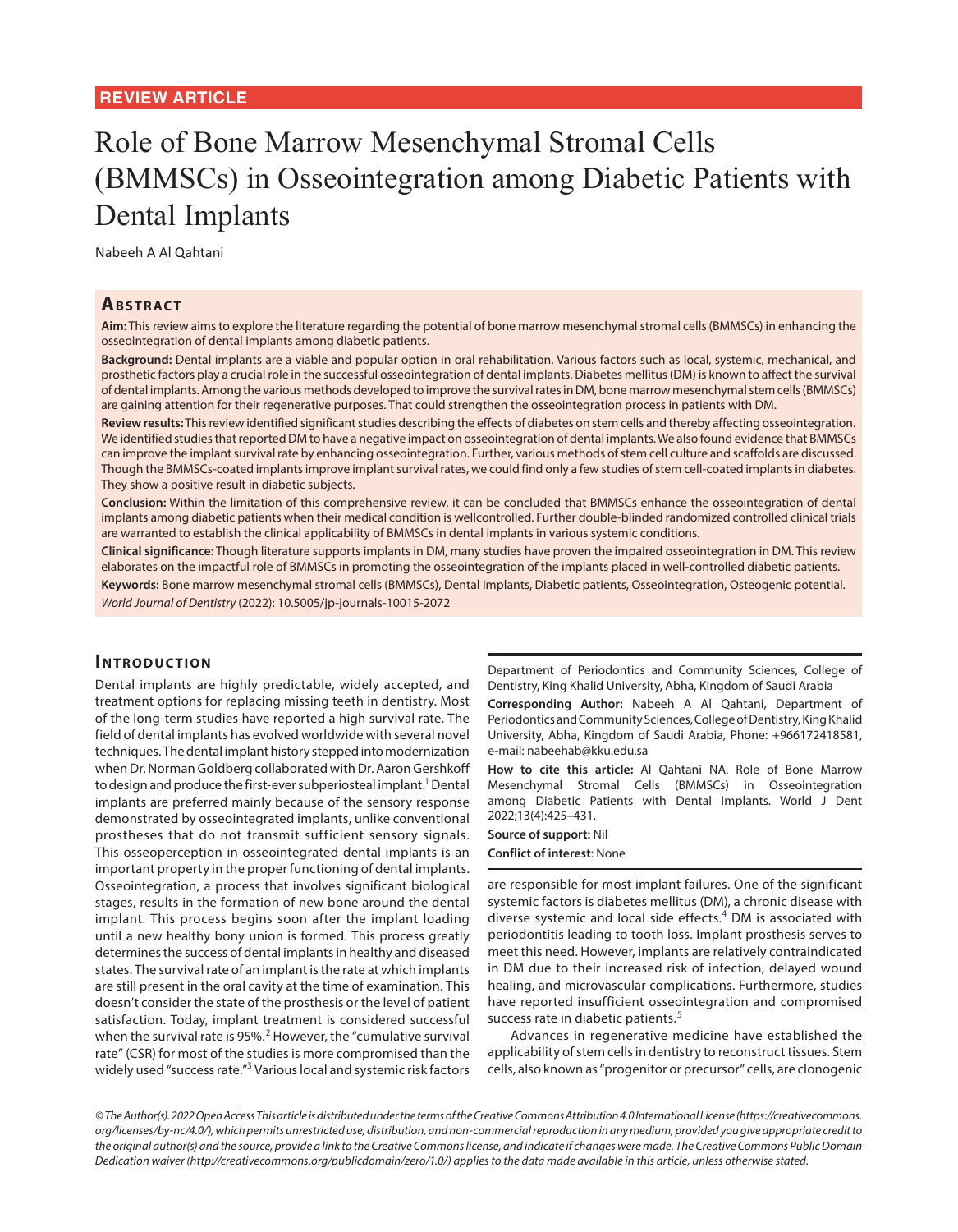REVIEW ARTICLE

# Role of Bone Marrow Mesenchymal Stromal Cells (BMMSCs) in Osseointegration among Diabetic Patients with Dental Implants

Nabeeh A Al Qahtani

## Abstract

**Aim:** This review aims to explore the literature regarding the potential of bone marrow mesenchymal stromal cells (BMMSCs) in enhancing the osseointegration of dental implants among diabetic patients.

**Background:** Dental implants are a viable and popular option in oral rehabilitation. Various factors such as local, systemic, mechanical, and prosthetic factors play a crucial role in the successful osseointegration of dental implants. Diabetes mellitus (DM) is known to affect the survival of dental implants. Among the various methods developed to improve the survival rates in DM, bone marrow mesenchymal stem cells (BMMSCs) are gaining attention for their regenerative purposes. That could strengthen the osseointegration process in patients with DM.

**Review results:** This review identified significant studies describing the effects of diabetes on stem cells and thereby affecting osseointegration. We identified studies that reported DM to have a negative impact on osseointegration of dental implants. We also found evidence that BMMSCs can improve the implant survival rate by enhancing osseointegration. Further, various methods of stem cell culture and scaffolds are discussed. Though the BMMSCs-coated implants improve implant survival rates, we could find only a few studies of stem cell-coated implants in diabetes. They show a positive result in diabetic subjects.

**Conclusion:** Within the limitation of this comprehensive review, it can be concluded that BMMSCs enhance the osseointegration of dental implants among diabetic patients when their medical condition is wellcontrolled. Further double-blinded randomized controlled clinical trials are warranted to establish the clinical applicability of BMMSCs in dental implants in various systemic conditions.

**Clinical significance:** Though literature supports implants in DM, many studies have proven the impaired osseointegration in DM. This review elaborates on the impactful role of BMMSCs in promoting the osseointegration of the implants placed in well-controlled diabetic patients.

**Keywords:** Bone marrow mesenchymal stromal cells (BMMSCs), Dental implants, Diabetic patients, Osseointegration, Osteogenic potential.

*World Journal of Dentistry* (2022): 10.5005/jp-journals-10015-2072

## Introduction

Dental implants are highly predictable, widely accepted, and treatment options for replacing missing teeth in dentistry. Most of the long-term studies have reported a high survival rate. The field of dental implants has evolved worldwide with several novel techniques. The dental implant history stepped into modernization when Dr. Norman Goldberg collaborated with Dr. Aaron Gershkoff to design and produce the first-ever subperiosteal implant.[1] Dental implants are preferred mainly because of the sensory response demonstrated by osseointegrated implants, unlike conventional prostheses that do not transmit sufficient sensory signals. This osseoperception in osseointegrated dental implants is an important property in the proper functioning of dental implants. Osseointegration, a process that involves significant biological stages, results in the formation of new bone around the dental implant. This process begins soon after the implant loading until a new healthy bony union is formed. This process greatly determines the success of dental implants in healthy and diseased states. The survival rate of an implant is the rate at which implants are still present in the oral cavity at the time of examination. This doesn't consider the state of the prosthesis or the level of patient satisfaction. Today, implant treatment is considered successful when the survival rate is 95%.[2] However, the "cumulative survival rate" (CSR) for most of the studies is more compromised than the widely used "success rate."[3] Various local and systemic risk factors are responsible for most implant failures. One of the significant systemic factors is diabetes mellitus (DM), a chronic disease with diverse systemic and local side effects.[4] DM is associated with periodontitis leading to tooth loss. Implant prosthesis serves to meet this need. However, implants are relatively contraindicated in DM due to their increased risk of infection, delayed wound healing, and microvascular complications. Furthermore, studies have reported insufficient osseointegration and compromised success rate in diabetic patients.[5]

Advances in regenerative medicine have established the applicability of stem cells in dentistry to reconstruct tissues. Stem cells, also known as "progenitor or precursor" cells, are clonogenic

Department of Periodontics and Community Sciences, College of Dentistry, King Khalid University, Abha, Kingdom of Saudi Arabia

**Corresponding Author:** Nabeeh A Al Qahtani, Department of Periodontics and Community Sciences, College of Dentistry, King Khalid University, Abha, Kingdom of Saudi Arabia, Phone: +966172418581, e-mail: nabeehab@kku.edu.sa

**How to cite this article:** Al Qahtani NA. Role of Bone Marrow Mesenchymal Stromal Cells (BMMSCs) in Osseointegration among Diabetic Patients with Dental Implants. World J Dent 2022;13(4):425–431.

**Source of support:** Nil

**Conflict of interest:** None

*© The Author(s). 2022 Open Access This article is distributed under the terms of the Creative Commons Attribution 4.0 International License (https://creativecommons.org/licenses/by-nc/4.0/), which permits unrestricted use, distribution, and non-commercial reproduction in any medium, provided you give appropriate credit to the original author(s) and the source, provide a link to the Creative Commons license, and indicate if changes were made. The Creative Commons Public Domain Dedication waiver (http://creativecommons.org/publicdomain/zero/1.0/) applies to the data made available in this article, unless otherwise stated.*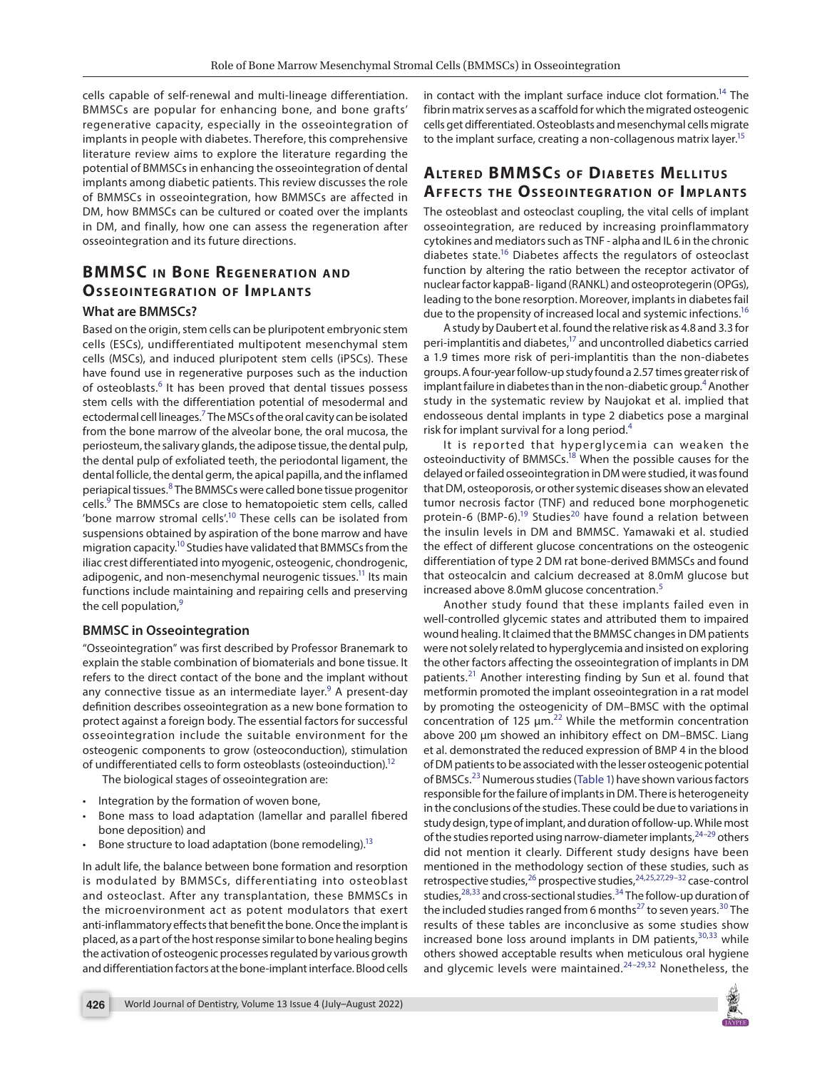cells capable of self-renewal and multi-lineage differentiation. BMMSCs are popular for enhancing bone, and bone grafts' regenerative capacity, especially in the osseointegration of implants in people with diabetes. Therefore, this comprehensive literature review aims to explore the literature regarding the potential of BMMSCs in enhancing the osseointegration of dental implants among diabetic patients. This review discusses the role of BMMSCs in osseointegration, how BMMSCs are affected in DM, how BMMSCs can be cultured or coated over the implants in DM, and finally, how one can assess the regeneration after osseointegration and its future directions.

## BMMSC in Bone Regeneration and Osseointegration of Implants

### What are BMMSCs?

Based on the origin, stem cells can be pluripotent embryonic stem cells (ESCs), undifferentiated multipotent mesenchymal stem cells (MSCs), and induced pluripotent stem cells (iPSCs). These have found use in regenerative purposes such as the induction of osteoblasts.[6] It has been proved that dental tissues possess stem cells with the differentiation potential of mesodermal and ectodermal cell lineages.[7] The MSCs of the oral cavity can be isolated from the bone marrow of the alveolar bone, the oral mucosa, the periosteum, the salivary glands, the adipose tissue, the dental pulp, the dental pulp of exfoliated teeth, the periodontal ligament, the dental follicle, the dental germ, the apical papilla, and the inflamed periapical tissues.[8] The BMMSCs were called bone tissue progenitor cells.[9] The BMMSCs are close to hematopoietic stem cells, called 'bone marrow stromal cells'.[10] These cells can be isolated from suspensions obtained by aspiration of the bone marrow and have migration capacity.[10] Studies have validated that BMMSCs from the iliac crest differentiated into myogenic, osteogenic, chondrogenic, adipogenic, and non-mesenchymal neurogenic tissues.[11] Its main functions include maintaining and repairing cells and preserving the cell population,[9]

### BMMSC in Osseointegration

"Osseointegration" was first described by Professor Branemark to explain the stable combination of biomaterials and bone tissue. It refers to the direct contact of the bone and the implant without any connective tissue as an intermediate layer.[9] A present-day definition describes osseointegration as a new bone formation to protect against a foreign body. The essential factors for successful osseointegration include the suitable environment for the osteogenic components to grow (osteoconduction), stimulation of undifferentiated cells to form osteoblasts (osteoinduction).[12]

The biological stages of osseointegration are:

- Integration by the formation of woven bone,
- Bone mass to load adaptation (lamellar and parallel fibered bone deposition) and
- Bone structure to load adaptation (bone remodeling).[13]

In adult life, the balance between bone formation and resorption is modulated by BMMSCs, differentiating into osteoblast and osteoclast. After any transplantation, these BMMSCs in the microenvironment act as potent modulators that exert anti-inflammatory effects that benefit the bone. Once the implant is placed, as a part of the host response similar to bone healing begins the activation of osteogenic processes regulated by various growth and differentiation factors at the bone-implant interface. Blood cells in contact with the implant surface induce clot formation.[14] The fibrin matrix serves as a scaffold for which the migrated osteogenic cells get differentiated. Osteoblasts and mesenchymal cells migrate to the implant surface, creating a non-collagenous matrix layer.[15]

## Altered BMMSCs of Diabetes Mellitus Affects the Osseointegration of Implants

The osteoblast and osteoclast coupling, the vital cells of implant osseointegration, are reduced by increasing proinflammatory cytokines and mediators such as TNF - alpha and IL 6 in the chronic diabetes state.[16] Diabetes affects the regulators of osteoclast function by altering the ratio between the receptor activator of nuclear factor kappaB- ligand (RANKL) and osteoprotegerin (OPGs), leading to the bone resorption. Moreover, implants in diabetes fail due to the propensity of increased local and systemic infections.[16]

A study by Daubert et al. found the relative risk as 4.8 and 3.3 for peri-implantitis and diabetes,[17] and uncontrolled diabetics carried a 1.9 times more risk of peri-implantitis than the non-diabetes groups. A four-year follow-up study found a 2.57 times greater risk of implant failure in diabetes than in the non-diabetic group.[4] Another study in the systematic review by Naujokat et al. implied that endosseous dental implants in type 2 diabetics pose a marginal risk for implant survival for a long period.[4]

It is reported that hyperglycemia can weaken the osteoinductivity of BMMSCs.[18] When the possible causes for the delayed or failed osseointegration in DM were studied, it was found that DM, osteoporosis, or other systemic diseases show an elevated tumor necrosis factor (TNF) and reduced bone morphogenetic protein-6 (BMP-6).[19] Studies[20] have found a relation between the insulin levels in DM and BMMSC. Yamawaki et al. studied the effect of different glucose concentrations on the osteogenic differentiation of type 2 DM rat bone-derived BMMSCs and found that osteocalcin and calcium decreased at 8.0mM glucose but increased above 8.0mM glucose concentration.[5]

Another study found that these implants failed even in well-controlled glycemic states and attributed them to impaired wound healing. It claimed that the BMMSC changes in DM patients were not solely related to hyperglycemia and insisted on exploring the other factors affecting the osseointegration of implants in DM patients.[21] Another interesting finding by Sun et al. found that metformin promoted the implant osseointegration in a rat model by promoting the osteogenicity of DM–BMSC with the optimal concentration of 125 µm.[22] While the metformin concentration above 200 µm showed an inhibitory effect on DM–BMSC. Liang et al. demonstrated the reduced expression of BMP 4 in the blood of DM patients to be associated with the lesser osteogenic potential of BMSCs.[23] Numerous studies (Table 1) have shown various factors responsible for the failure of implants in DM. There is heterogeneity in the conclusions of the studies. These could be due to variations in study design, type of implant, and duration of follow-up. While most of the studies reported using narrow-diameter implants,[24–29] others did not mention it clearly. Different study designs have been mentioned in the methodology section of these studies, such as retrospective studies,[26] prospective studies,[24,25,27,29–32] case-control studies,[28,33] and cross-sectional studies.[34] The follow-up duration of the included studies ranged from 6 months[27] to seven years.[30] The results of these tables are inconclusive as some studies show increased bone loss around implants in DM patients,[30,33] while others showed acceptable results when meticulous oral hygiene and glycemic levels were maintained.[24–29,32] Nonetheless, the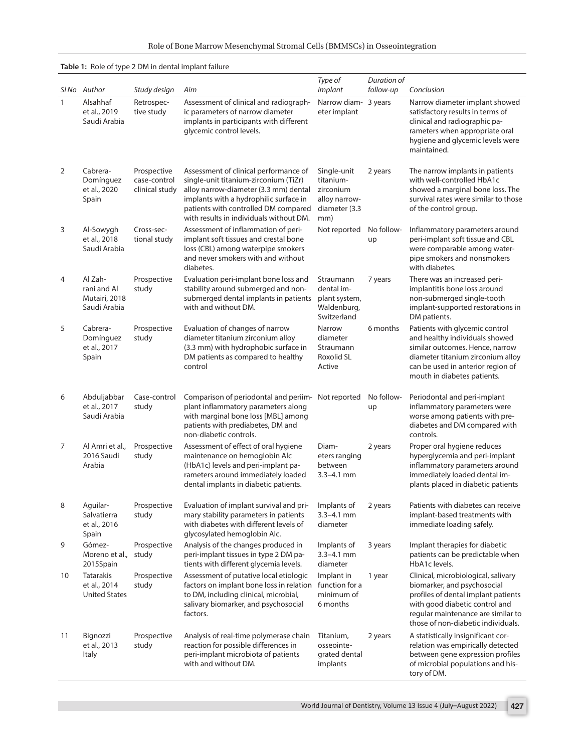**Table 1:** Role of type 2 DM in dental implant failure

| *Sl No* | *Author* | *Study design* | *Aim* | *Type of implant* | *Duration of follow-up* | *Conclusion* |
|---|---|---|---|---|---|---|
| 1 | Alsahhaf et al., 2019 Saudi Arabia | Retrospective study | Assessment of clinical and radiographic parameters of narrow diameter implants in participants with different glycemic control levels. | Narrow diameter implant | 3 years | Narrow diameter implant showed satisfactory results in terms of clinical and radiographic parameters when appropriate oral hygiene and glycemic levels were maintained. |
| 2 | Cabrera-Domínguez et al., 2020 Spain | Prospective case-control clinical study | Assessment of clinical performance of single-unit titanium-zirconium (TiZr) alloy narrow-diameter (3.3 mm) dental implants with a hydrophilic surface in patients with controlled DM compared with results in individuals without DM. | Single-unit titanium-zirconium alloy narrow-diameter (3.3 mm) | 2 years | The narrow implants in patients with well-controlled HbA1c showed a marginal bone loss. The survival rates were similar to those of the control group. |
| 3 | Al-Sowygh et al., 2018 Saudi Arabia | Cross-sectional study | Assessment of inflammation of peri-implant soft tissues and crestal bone loss (CBL) among waterpipe smokers and never smokers with and without diabetes. | Not reported | No follow-up | Inflammatory parameters around peri-implant soft tissue and CBL were comparable among waterpipe smokers and nonsmokers with diabetes. |
| 4 | Al Zahrani and Al Mutairi, 2018 Saudi Arabia | Prospective study | Evaluation peri-implant bone loss and stability around submerged and non-submerged dental implants in patients with and without DM. | Straumann dental implant system, Waldenburg, Switzerland | 7 years | There was an increased peri-implantitis bone loss around non-submerged single-tooth implant-supported restorations in DM patients. |
| 5 | Cabrera-Domínguez et al., 2017 Spain | Prospective study | Evaluation of changes of narrow diameter titanium zirconium alloy (3.3 mm) with hydrophobic surface in DM patients as compared to healthy control | Narrow diameter Straumann Roxolid SL Active | 6 months | Patients with glycemic control and healthy individuals showed similar outcomes. Hence, narrow diameter titanium zirconium alloy can be used in anterior region of mouth in diabetes patients. |
| 6 | Abduljabbar et al., 2017 Saudi Arabia | Case-control study | Comparison of periodontal and periimplant inflammatory parameters along with marginal bone loss [MBL] among patients with prediabetes, DM and non-diabetic controls. | Not reported | No follow-up | Periodontal and peri-implant inflammatory parameters were worse among patients with prediabetes and DM compared with controls. |
| 7 | Al Amri et al., 2016 Saudi Arabia | Prospective study | Assessment of effect of oral hygiene maintenance on hemoglobin Alc (HbA1c) levels and peri-implant parameters around immediately loaded dental implants in diabetic patients. | Diameters ranging between 3.3–4.1 mm | 2 years | Proper oral hygiene reduces hyperglycemia and peri-implant inflammatory parameters around immediately loaded dental implants placed in diabetic patients |
| 8 | Aguilar-Salvatierra et al., 2016 Spain | Prospective study | Evaluation of implant survival and primary stability parameters in patients with diabetes with different levels of glycosylated hemoglobin Alc. | Implants of 3.3–4.1 mm diameter | 2 years | Patients with diabetes can receive implant-based treatments with immediate loading safely. |
| 9 | Gómez-Moreno et al., 2015Spain | Prospective study | Analysis of the changes produced in peri-implant tissues in type 2 DM patients with different glycemia levels. | Implants of 3.3–4.1 mm diameter | 3 years | Implant therapies for diabetic patients can be predictable when HbA1c levels. |
| 10 | Tatarakis et al., 2014 United States | Prospective study | Assessment of putative local etiologic factors on implant bone loss in relation to DM, including clinical, microbial, salivary biomarker, and psychosocial factors. | Implant in function for a minimum of 6 months | 1 year | Clinical, microbiological, salivary biomarker, and psychosocial profiles of dental implant patients with good diabetic control and regular maintenance are similar to those of non-diabetic individuals. |
| 11 | Bignozzi et al., 2013 Italy | Prospective study | Analysis of real-time polymerase chain reaction for possible differences in peri-implant microbiota of patients with and without DM. | Titanium, osseointegrated dental implants | 2 years | A statistically insignificant correlation was empirically detected between gene expression profiles of microbial populations and history of DM. |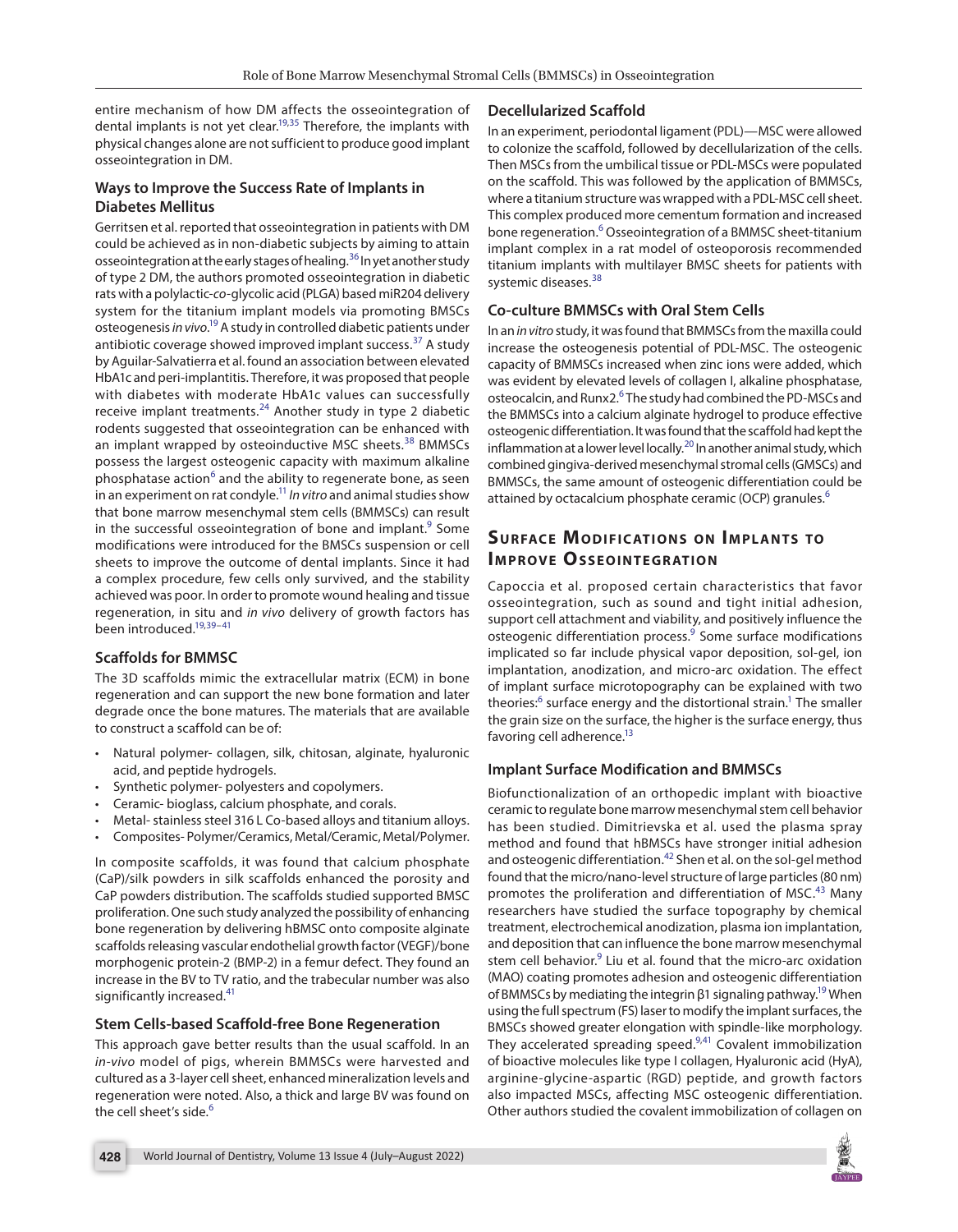entire mechanism of how DM affects the osseointegration of dental implants is not yet clear.[19,35] Therefore, the implants with physical changes alone are not sufficient to produce good implant osseointegration in DM.

### Ways to Improve the Success Rate of Implants in Diabetes Mellitus

Gerritsen et al. reported that osseointegration in patients with DM could be achieved as in non-diabetic subjects by aiming to attain osseointegration at the early stages of healing.[36] In yet another study of type 2 DM, the authors promoted osseointegration in diabetic rats with a polylactic-*co*-glycolic acid (PLGA) based miR204 delivery system for the titanium implant models via promoting BMSCs osteogenesis *in vivo*.[19] A study in controlled diabetic patients under antibiotic coverage showed improved implant success.[37] A study by Aguilar-Salvatierra et al. found an association between elevated HbA1c and peri-implantitis. Therefore, it was proposed that people with diabetes with moderate HbA1c values can successfully receive implant treatments.[24] Another study in type 2 diabetic rodents suggested that osseointegration can be enhanced with an implant wrapped by osteoinductive MSC sheets.[38] BMMSCs possess the largest osteogenic capacity with maximum alkaline phosphatase action[6] and the ability to regenerate bone, as seen in an experiment on rat condyle.[11] *In vitro* and animal studies show that bone marrow mesenchymal stem cells (BMMSCs) can result in the successful osseointegration of bone and implant.[9] Some modifications were introduced for the BMSCs suspension or cell sheets to improve the outcome of dental implants. Since it had a complex procedure, few cells only survived, and the stability achieved was poor. In order to promote wound healing and tissue regeneration, in situ and *in vivo* delivery of growth factors has been introduced.[19,39–41]

### Scaffolds for BMMSC

The 3D scaffolds mimic the extracellular matrix (ECM) in bone regeneration and can support the new bone formation and later degrade once the bone matures. The materials that are available to construct a scaffold can be of:

- Natural polymer- collagen, silk, chitosan, alginate, hyaluronic acid, and peptide hydrogels.
- Synthetic polymer- polyesters and copolymers.
- Ceramic- bioglass, calcium phosphate, and corals.
- Metal- stainless steel 316 L Co-based alloys and titanium alloys.
- Composites- Polymer/Ceramics, Metal/Ceramic, Metal/Polymer.

In composite scaffolds, it was found that calcium phosphate (CaP)/silk powders in silk scaffolds enhanced the porosity and CaP powders distribution. The scaffolds studied supported BMSC proliferation. One such study analyzed the possibility of enhancing bone regeneration by delivering hBMSC onto composite alginate scaffolds releasing vascular endothelial growth factor (VEGF)/bone morphogenic protein-2 (BMP-2) in a femur defect. They found an increase in the BV to TV ratio, and the trabecular number was also significantly increased.[41]

### Stem Cells-based Scaffold-free Bone Regeneration

This approach gave better results than the usual scaffold. In an *in-vivo* model of pigs, wherein BMMSCs were harvested and cultured as a 3-layer cell sheet, enhanced mineralization levels and regeneration were noted. Also, a thick and large BV was found on the cell sheet's side.[6]

### Decellularized Scaffold

In an experiment, periodontal ligament (PDL)—MSC were allowed to colonize the scaffold, followed by decellularization of the cells. Then MSCs from the umbilical tissue or PDL-MSCs were populated on the scaffold. This was followed by the application of BMMSCs, where a titanium structure was wrapped with a PDL-MSC cell sheet. This complex produced more cementum formation and increased bone regeneration.[6] Osseointegration of a BMMSC sheet-titanium implant complex in a rat model of osteoporosis recommended titanium implants with multilayer BMSC sheets for patients with systemic diseases.[38]

### Co-culture BMMSCs with Oral Stem Cells

In an *in vitro* study, it was found that BMMSCs from the maxilla could increase the osteogenesis potential of PDL-MSC. The osteogenic capacity of BMMSCs increased when zinc ions were added, which was evident by elevated levels of collagen I, alkaline phosphatase, osteocalcin, and Runx2.[6] The study had combined the PD-MSCs and the BMMSCs into a calcium alginate hydrogel to produce effective osteogenic differentiation. It was found that the scaffold had kept the inflammation at a lower level locally.[20] In another animal study, which combined gingiva-derived mesenchymal stromal cells (GMSCs) and BMMSCs, the same amount of osteogenic differentiation could be attained by octacalcium phosphate ceramic (OCP) granules.[6]

## Surface Modifications on Implants to Improve Osseointegration

Capoccia et al. proposed certain characteristics that favor osseointegration, such as sound and tight initial adhesion, support cell attachment and viability, and positively influence the osteogenic differentiation process.[9] Some surface modifications implicated so far include physical vapor deposition, sol-gel, ion implantation, anodization, and micro-arc oxidation. The effect of implant surface microtopography can be explained with two theories:[6] surface energy and the distortional strain.[1] The smaller the grain size on the surface, the higher is the surface energy, thus favoring cell adherence.[13]

### Implant Surface Modification and BMMSCs

Biofunctionalization of an orthopedic implant with bioactive ceramic to regulate bone marrow mesenchymal stem cell behavior has been studied. Dimitrievska et al. used the plasma spray method and found that hBMSCs have stronger initial adhesion and osteogenic differentiation.[42] Shen et al. on the sol-gel method found that the micro/nano-level structure of large particles (80 nm) promotes the proliferation and differentiation of MSC.[43] Many researchers have studied the surface topography by chemical treatment, electrochemical anodization, plasma ion implantation, and deposition that can influence the bone marrow mesenchymal stem cell behavior.[9] Liu et al. found that the micro-arc oxidation (MAO) coating promotes adhesion and osteogenic differentiation of BMMSCs by mediating the integrin β1 signaling pathway.[19] When using the full spectrum (FS) laser to modify the implant surfaces, the BMSCs showed greater elongation with spindle-like morphology. They accelerated spreading speed.[9,41] Covalent immobilization of bioactive molecules like type I collagen, Hyaluronic acid (HyA), arginine-glycine-aspartic (RGD) peptide, and growth factors also impacted MSCs, affecting MSC osteogenic differentiation. Other authors studied the covalent immobilization of collagen on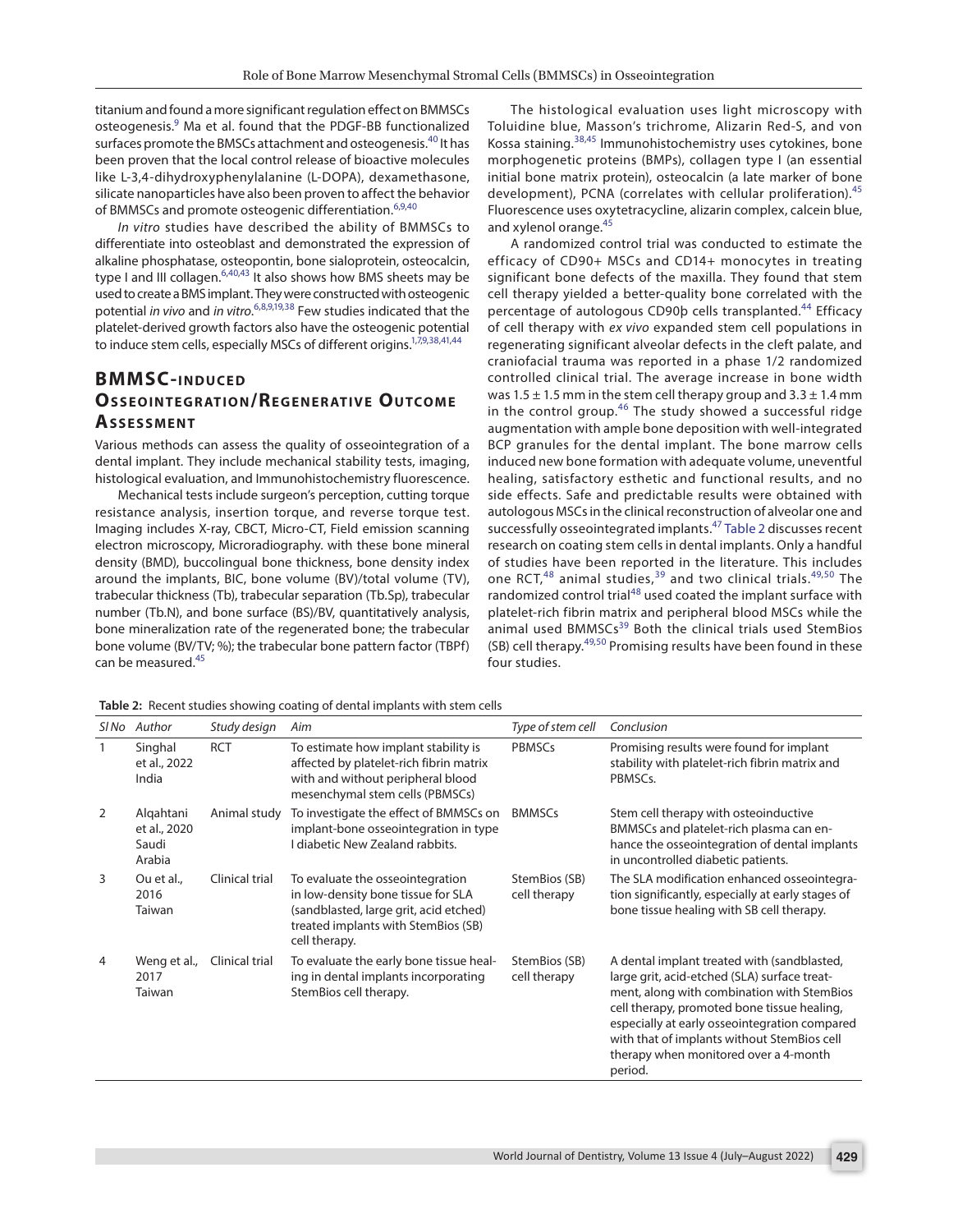titanium and found a more significant regulation effect on BMMSCs osteogenesis.[9] Ma et al. found that the PDGF-BB functionalized surfaces promote the BMSCs attachment and osteogenesis.[40] It has been proven that the local control release of bioactive molecules like L-3,4-dihydroxyphenylalanine (L-DOPA), dexamethasone, silicate nanoparticles have also been proven to affect the behavior of BMMSCs and promote osteogenic differentiation.[6,9,40]

*In vitro* studies have described the ability of BMMSCs to differentiate into osteoblast and demonstrated the expression of alkaline phosphatase, osteopontin, bone sialoprotein, osteocalcin, type I and III collagen.[6,40,43] It also shows how BMS sheets may be used to create a BMS implant. They were constructed with osteogenic potential *in vivo* and *in vitro*.[6,8,9,19,38] Few studies indicated that the platelet-derived growth factors also have the osteogenic potential to induce stem cells, especially MSCs of different origins.[1,7,9,38,41,44]

## BMMSC-induced Osseointegration/Regenerative Outcome Assessment

Various methods can assess the quality of osseointegration of a dental implant. They include mechanical stability tests, imaging, histological evaluation, and Immunohistochemistry fluorescence.

Mechanical tests include surgeon's perception, cutting torque resistance analysis, insertion torque, and reverse torque test. Imaging includes X-ray, CBCT, Micro-CT, Field emission scanning electron microscopy, Microradiography. with these bone mineral density (BMD), buccolingual bone thickness, bone density index around the implants, BIC, bone volume (BV)/total volume (TV), trabecular thickness (Tb), trabecular separation (Tb.Sp), trabecular number (Tb.N), and bone surface (BS)/BV, quantitatively analysis, bone mineralization rate of the regenerated bone; the trabecular bone volume (BV/TV; %); the trabecular bone pattern factor (TBPf) can be measured.[45]

The histological evaluation uses light microscopy with Toluidine blue, Masson's trichrome, Alizarin Red-S, and von Kossa staining.[38,45] Immunohistochemistry uses cytokines, bone morphogenetic proteins (BMPs), collagen type I (an essential initial bone matrix protein), osteocalcin (a late marker of bone development), PCNA (correlates with cellular proliferation).[45] Fluorescence uses oxytetracycline, alizarin complex, calcein blue, and xylenol orange.[45]

A randomized control trial was conducted to estimate the efficacy of CD90+ MSCs and CD14+ monocytes in treating significant bone defects of the maxilla. They found that stem cell therapy yielded a better-quality bone correlated with the percentage of autologous CD90þ cells transplanted.[44] Efficacy of cell therapy with *ex vivo* expanded stem cell populations in regenerating significant alveolar defects in the cleft palate, and craniofacial trauma was reported in a phase 1/2 randomized controlled clinical trial. The average increase in bone width was 1.5 ± 1.5 mm in the stem cell therapy group and 3.3 ± 1.4 mm in the control group.[46] The study showed a successful ridge augmentation with ample bone deposition with well-integrated BCP granules for the dental implant. The bone marrow cells induced new bone formation with adequate volume, uneventful healing, satisfactory esthetic and functional results, and no side effects. Safe and predictable results were obtained with autologous MSCs in the clinical reconstruction of alveolar one and successfully osseointegrated implants.[47] Table 2 discusses recent research on coating stem cells in dental implants. Only a handful of studies have been reported in the literature. This includes one RCT,[48] animal studies,[39] and two clinical trials.[49,50] The randomized control trial[48] used coated the implant surface with platelet-rich fibrin matrix and peripheral blood MSCs while the animal used BMMSCs[39] Both the clinical trials used StemBios (SB) cell therapy.[49,50] Promising results have been found in these four studies.

**Table 2:** Recent studies showing coating of dental implants with stem cells

| *Sl No* | *Author* | *Study design* | *Aim* | *Type of stem cell* | *Conclusion* |
|---|---|---|---|---|---|
| 1 | Singhal et al., 2022 India | RCT | To estimate how implant stability is affected by platelet-rich fibrin matrix with and without peripheral blood mesenchymal stem cells (PBMSCs) | PBMSCs | Promising results were found for implant stability with platelet-rich fibrin matrix and PBMSCs. |
| 2 | Alqahtani et al., 2020 Saudi Arabia | Animal study | To investigate the effect of BMMSCs on implant-bone osseointegration in type I diabetic New Zealand rabbits. | BMMSCs | Stem cell therapy with osteoinductive BMMSCs and platelet-rich plasma can enhance the osseointegration of dental implants in uncontrolled diabetic patients. |
| 3 | Ou et al., 2016 Taiwan | Clinical trial | To evaluate the osseointegration in low-density bone tissue for SLA (sandblasted, large grit, acid etched) treated implants with StemBios (SB) cell therapy. | StemBios (SB) cell therapy | The SLA modification enhanced osseointegration significantly, especially at early stages of bone tissue healing with SB cell therapy. |
| 4 | Weng et al., 2017 Taiwan | Clinical trial | To evaluate the early bone tissue healing in dental implants incorporating StemBios cell therapy. | StemBios (SB) cell therapy | A dental implant treated with (sandblasted, large grit, acid-etched (SLA) surface treatment, along with combination with StemBios cell therapy, promoted bone tissue healing, especially at early osseointegration compared with that of implants without StemBios cell therapy when monitored over a 4-month period. |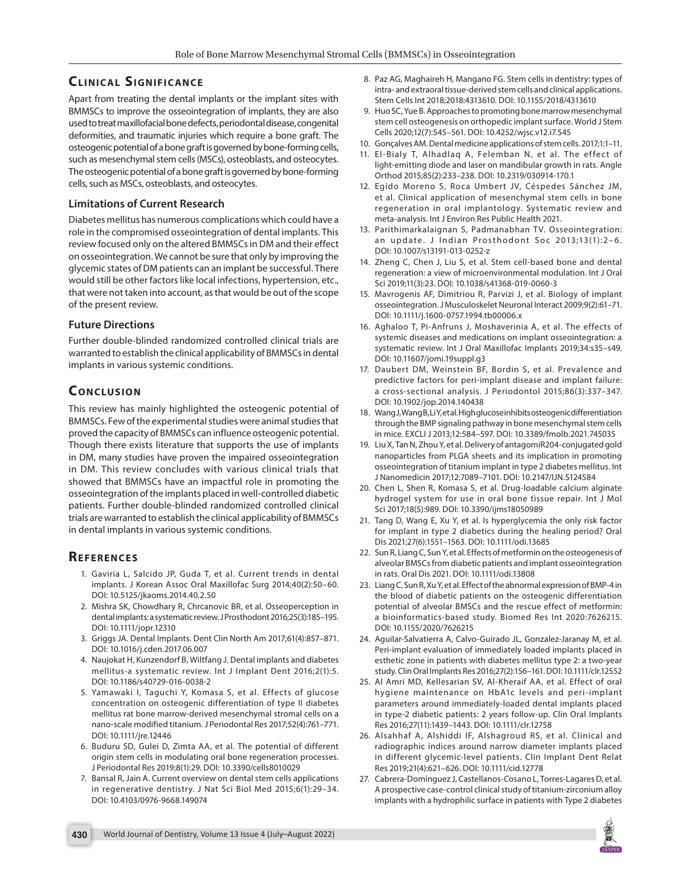## Clinical Significance

Apart from treating the dental implants or the implant sites with BMMSCs to improve the osseointegration of implants, they are also used to treat maxillofacial bone defects, periodontal disease, congenital deformities, and traumatic injuries which require a bone graft. The osteogenic potential of a bone graft is governed by bone-forming cells, such as mesenchymal stem cells (MSCs), osteoblasts, and osteocytes. The osteogenic potential of a bone graft is governed by bone-forming cells, such as MSCs, osteoblasts, and osteocytes.

### Limitations of Current Research

Diabetes mellitus has numerous complications which could have a role in the compromised osseointegration of dental implants. This review focused only on the altered BMMSCs in DM and their effect on osseointegration. We cannot be sure that only by improving the glycemic states of DM patients can an implant be successful. There would still be other factors like local infections, hypertension, etc., that were not taken into account, as that would be out of the scope of the present review.

### Future Directions

Further double-blinded randomized controlled clinical trials are warranted to establish the clinical applicability of BMMSCs in dental implants in various systemic conditions.

## Conclusion

This review has mainly highlighted the osteogenic potential of BMMSCs. Few of the experimental studies were animal studies that proved the capacity of BMMSCs can influence osteogenic potential. Though there exists literature that supports the use of implants in DM, many studies have proven the impaired osseointegration in DM. This review concludes with various clinical trials that showed that BMMSCs have an impactful role in promoting the osseointegration of the implants placed in well-controlled diabetic patients. Further double-blinded randomized controlled clinical trials are warranted to establish the clinical applicability of BMMSCs in dental implants in various systemic conditions.

## References

1. Gaviria L, Salcido JP, Guda T, et al. Current trends in dental implants. J Korean Assoc Oral Maxillofac Surg 2014;40(2):50–60. DOI: 10.5125/jkaoms.2014.40.2.50
2. Mishra SK, Chowdhary R, Chrcanovic BR, et al. Osseoperception in dental implants: a systematic review. J Prosthodont 2016;25(3):185–195. DOI: 10.1111/jopr.12310
3. Griggs JA. Dental Implants. Dent Clin North Am 2017;61(4):857–871. DOI: 10.1016/j.cden.2017.06.007
4. Naujokat H, Kunzendorf B, Wiltfang J. Dental implants and diabetes mellitus-a systematic review. Int J Implant Dent 2016;2(1):5. DOI: 10.1186/s40729-016-0038-2
5. Yamawaki I, Taguchi Y, Komasa S, et al. Effects of glucose concentration on osteogenic differentiation of type II diabetes mellitus rat bone marrow-derived mesenchymal stromal cells on a nano-scale modified titanium. J Periodontal Res 2017;52(4):761–771. DOI: 10.1111/jre.12446
6. Buduru SD, Gulei D, Zimta AA, et al. The potential of different origin stem cells in modulating oral bone regeneration processes. J Periodontal Res 2019;8(1):29. DOI: 10.3390/cells8010029
7. Bansal R, Jain A. Current overview on dental stem cells applications in regenerative dentistry. J Nat Sci Biol Med 2015;6(1):29–34. DOI: 10.4103/0976-9668.149074
8. Paz AG, Maghaireh H, Mangano FG. Stem cells in dentistry: types of intra- and extraoral tissue-derived stem cells and clinical applications. Stem Cells Int 2018;2018:4313610. DOI: 10.1155/2018/4313610
9. Huo SC, Yue B. Approaches to promoting bone marrow mesenchymal stem cell osteogenesis on orthopedic implant surface. World J Stem Cells 2020;12(7):545–561. DOI: 10.4252/wjsc.v12.i7.545
10. Gonçalves AM. Dental medicine applications of stem cells. 2017;1:1–11.
11. El-Bialy T, Alhadlaq A, Felemban N, et al. The effect of light-emitting diode and laser on mandibular growth in rats. Angle Orthod 2015;85(2):233–238. DOI: 10.2319/030914-170.1
12. Egido Moreno S, Roca Umbert JV, Céspedes Sánchez JM, et al. Clinical application of mesenchymal stem cells in bone regeneration in oral implantology. Systematic review and meta-analysis. Int J Environ Res Public Health 2021.
13. Parithimarkalaignan S, Padmanabhan TV. Osseointegration: an update. J Indian Prosthodont Soc 2013;13(1):2–6. DOI: 10.1007/s13191-013-0252-z
14. Zheng C, Chen J, Liu S, et al. Stem cell-based bone and dental regeneration: a view of microenvironmental modulation. Int J Oral Sci 2019;11(3):23. DOI: 10.1038/s41368-019-0060-3
15. Mavrogenis AF, Dimitriou R, Parvizi J, et al. Biology of implant osseointegration. J Musculoskelet Neuronal Interact 2009;9(2):61–71. DOI: 10.1111/j.1600-0757.1994.tb00006.x
16. Aghaloo T, Pi-Anfruns J, Moshaverinia A, et al. The effects of systemic diseases and medications on implant osseointegration: a systematic review. Int J Oral Maxillofac Implants 2019;34:s35–s49. DOI: 10.11607/jomi.19suppl.g3
17. Daubert DM, Weinstein BF, Bordin S, et al. Prevalence and predictive factors for peri-implant disease and implant failure: a cross-sectional analysis. J Periodontol 2015;86(3):337–347. DOI: 10.1902/jop.2014.140438
18. Wang J, Wang B, Li Y, et al. High glucose inhibits osteogenic differentiation through the BMP signaling pathway in bone mesenchymal stem cells in mice. EXCLI J 2013;12:584–597. DOI: 10.3389/fmolb.2021.745035
19. Liu X, Tan N, Zhou Y, et al. Delivery of antagomiR204-conjugated gold nanoparticles from PLGA sheets and its implication in promoting osseointegration of titanium implant in type 2 diabetes mellitus. Int J Nanomedicin 2017;12:7089–7101. DOI: 10.2147/IJN.S124584
20. Chen L, Shen R, Komasa S, et al. Drug-loadable calcium alginate hydrogel system for use in oral bone tissue repair. Int J Mol Sci 2017;18(5):989. DOI: 10.3390/ijms18050989
21. Tang D, Wang E, Xu Y, et al. Is hyperglycemia the only risk factor for implant in type 2 diabetics during the healing period? Oral Dis 2021;27(6):1551–1563. DOI: 10.1111/odi.13685
22. Sun R, Liang C, Sun Y, et al. Effects of metformin on the osteogenesis of alveolar BMSCs from diabetic patients and implant osseointegration in rats. Oral Dis 2021. DOI: 10.1111/odi.13808
23. Liang C, Sun R, Xu Y, et al. Effect of the abnormal expression of BMP-4 in the blood of diabetic patients on the osteogenic differentiation potential of alveolar BMSCs and the rescue effect of metformin: a bioinformatics-based study. Biomed Res Int 2020:7626215. DOI: 10.1155/2020/7626215
24. Aguilar-Salvatierra A, Calvo-Guirado JL, Gonzalez-Jaranay M, et al. Peri-implant evaluation of immediately loaded implants placed in esthetic zone in patients with diabetes mellitus type 2: a two-year study. Clin Oral Implants Res 2016;27(2):156–161. DOI: 10.1111/clr.12552
25. Al Amri MD, Kellesarian SV, Al-Kheraif AA, et al. Effect of oral hygiene maintenance on HbA1c levels and peri-implant parameters around immediately-loaded dental implants placed in type-2 diabetic patients: 2 years follow-up. Clin Oral Implants Res 2016;27(11):1439–1443. DOI: 10.1111/clr.12758
26. Alsahhaf A, Alshiddi IF, Alshagroud RS, et al. Clinical and radiographic indices around narrow diameter implants placed in different glycemic-level patients. Clin Implant Dent Relat Res 2019;21(4):621–626. DOI: 10.1111/cid.12778
27. Cabrera-Domínguez J, Castellanos-Cosano L, Torres-Lagares D, et al. A prospective case-control clinical study of titanium-zirconium alloy implants with a hydrophilic surface in patients with Type 2 diabetes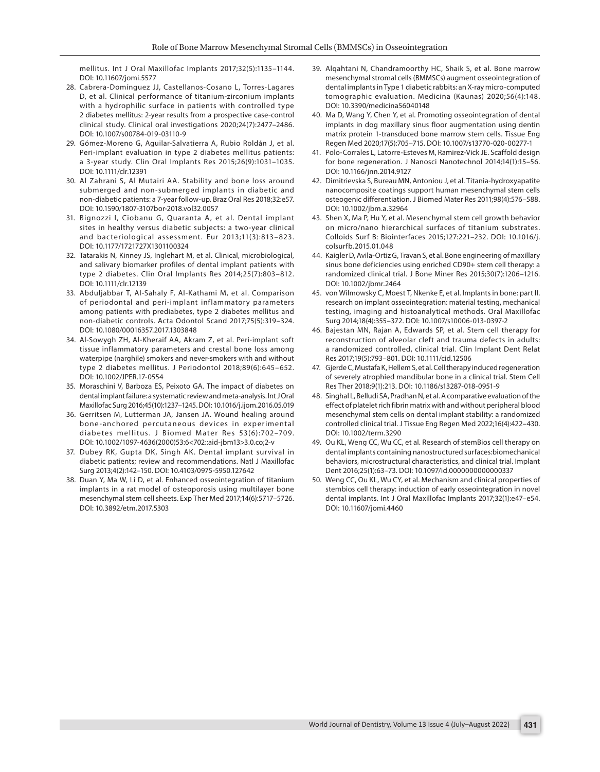mellitus. Int J Oral Maxillofac Implants 2017;32(5):1135–1144. DOI: 10.11607/jomi.5577

28. Cabrera-Domínguez JJ, Castellanos-Cosano L, Torres-Lagares D, et al. Clinical performance of titanium-zirconium implants with a hydrophilic surface in patients with controlled type 2 diabetes mellitus: 2-year results from a prospective case-control clinical study. Clinical oral investigations 2020;24(7):2477–2486. DOI: 10.1007/s00784-019-03110-9
29. Gómez-Moreno G, Aguilar-Salvatierra A, Rubio Roldán J, et al. Peri-implant evaluation in type 2 diabetes mellitus patients: a 3-year study. Clin Oral Implants Res 2015;26(9):1031–1035. DOI: 10.1111/clr.12391
30. Al Zahrani S, Al Mutairi AA. Stability and bone loss around submerged and non-submerged implants in diabetic and non-diabetic patients: a 7-year follow-up. Braz Oral Res 2018;32:e57. DOI: 10.1590/1807-3107bor-2018.vol32.0057
31. Bignozzi I, Ciobanu G, Quaranta A, et al. Dental implant sites in healthy versus diabetic subjects: a two-year clinical and bacteriological assessment. Eur 2013;11(3):813–823. DOI: 10.1177/1721727X1301100324
32. Tatarakis N, Kinney JS, Inglehart M, et al. Clinical, microbiological, and salivary biomarker profiles of dental implant patients with type 2 diabetes. Clin Oral Implants Res 2014;25(7):803–812. DOI: 10.1111/clr.12139
33. Abduljabbar T, Al-Sahaly F, Al-Kathami M, et al. Comparison of periodontal and peri-implant inflammatory parameters among patients with prediabetes, type 2 diabetes mellitus and non-diabetic controls. Acta Odontol Scand 2017;75(5):319–324. DOI: 10.1080/00016357.2017.1303848
34. Al-Sowygh ZH, Al-Kheraif AA, Akram Z, et al. Peri-implant soft tissue inflammatory parameters and crestal bone loss among waterpipe (narghile) smokers and never-smokers with and without type 2 diabetes mellitus. J Periodontol 2018;89(6):645–652. DOI: 10.1002/JPER.17-0554
35. Moraschini V, Barboza ES, Peixoto GA. The impact of diabetes on dental implant failure: a systematic review and meta-analysis. Int J Oral Maxillofac Surg 2016;45(10):1237–1245. DOI: 10.1016/j.ijom.2016.05.019
36. Gerritsen M, Lutterman JA, Jansen JA. Wound healing around bone-anchored percutaneous devices in experimental diabetes mellitus. J Biomed Mater Res 53(6):702–709. DOI: 10.1002/1097-4636(2000)53:6<702::aid-jbm13>3.0.co;2-v
37. Dubey RK, Gupta DK, Singh AK. Dental implant survival in diabetic patients; review and recommendations. Natl J Maxillofac Surg 2013;4(2):142–150. DOI: 10.4103/0975-5950.127642
38. Duan Y, Ma W, Li D, et al. Enhanced osseointegration of titanium implants in a rat model of osteoporosis using multilayer bone mesenchymal stem cell sheets. Exp Ther Med 2017;14(6):5717–5726. DOI: 10.3892/etm.2017.5303
39. Alqahtani N, Chandramoorthy HC, Shaik S, et al. Bone marrow mesenchymal stromal cells (BMMSCs) augment osseointegration of dental implants in Type 1 diabetic rabbits: an X-ray micro-computed tomographic evaluation. Medicina (Kaunas) 2020;56(4):148. DOI: 10.3390/medicina56040148
40. Ma D, Wang Y, Chen Y, et al. Promoting osseointegration of dental implants in dog maxillary sinus floor augmentation using dentin matrix protein 1-transduced bone marrow stem cells. Tissue Eng Regen Med 2020;17(5):705–715. DOI: 10.1007/s13770-020-00277-1
41. Polo-Corrales L, Latorre-Esteves M, Ramirez-Vick JE. Scaffold design for bone regeneration. J Nanosci Nanotechnol 2014;14(1):15–56. DOI: 10.1166/jnn.2014.9127
42. Dimitrievska S, Bureau MN, Antoniou J, et al. Titania-hydroxyapatite nanocomposite coatings support human mesenchymal stem cells osteogenic differentiation. J Biomed Mater Res 2011;98(4):576–588. DOI: 10.1002/jbm.a.32964
43. Shen X, Ma P, Hu Y, et al. Mesenchymal stem cell growth behavior on micro/nano hierarchical surfaces of titanium substrates. Colloids Surf B: Biointerfaces 2015;127:221–232. DOI: 10.1016/j.colsurfb.2015.01.048
44. Kaigler D, Avila-Ortiz G, Travan S, et al. Bone engineering of maxillary sinus bone deficiencies using enriched CD90+ stem cell therapy: a randomized clinical trial. J Bone Miner Res 2015;30(7):1206–1216. DOI: 10.1002/jbmr.2464
45. von Wilmowsky C, Moest T, Nkenke E, et al. Implants in bone: part II. research on implant osseointegration: material testing, mechanical testing, imaging and histoanalytical methods. Oral Maxillofac Surg 2014;18(4):355–372. DOI: 10.1007/s10006-013-0397-2
46. Bajestan MN, Rajan A, Edwards SP, et al. Stem cell therapy for reconstruction of alveolar cleft and trauma defects in adults: a randomized controlled, clinical trial. Clin Implant Dent Relat Res 2017;19(5):793–801. DOI: 10.1111/cid.12506
47. Gjerde C, Mustafa K, Hellem S, et al. Cell therapy induced regeneration of severely atrophied mandibular bone in a clinical trial. Stem Cell Res Ther 2018;9(1):213. DOI: 10.1186/s13287-018-0951-9
48. Singhal L, Belludi SA, Pradhan N, et al. A comparative evaluation of the effect of platelet rich fibrin matrix with and without peripheral blood mesenchymal stem cells on dental implant stability: a randomized controlled clinical trial. J Tissue Eng Regen Med 2022;16(4):422–430. DOI: 10.1002/term.3290
49. Ou KL, Weng CC, Wu CC, et al. Research of stemBios cell therapy on dental implants containing nanostructured surfaces:biomechanical behaviors, microstructural characteristics, and clinical trial. Implant Dent 2016;25(1):63–73. DOI: 10.1097/id.0000000000000337
50. Weng CC, Ou KL, Wu CY, et al. Mechanism and clinical properties of stembios cell therapy: induction of early osseointegration in novel dental implants. Int J Oral Maxillofac Implants 2017;32(1):e47–e54. DOI: 10.11607/jomi.4460